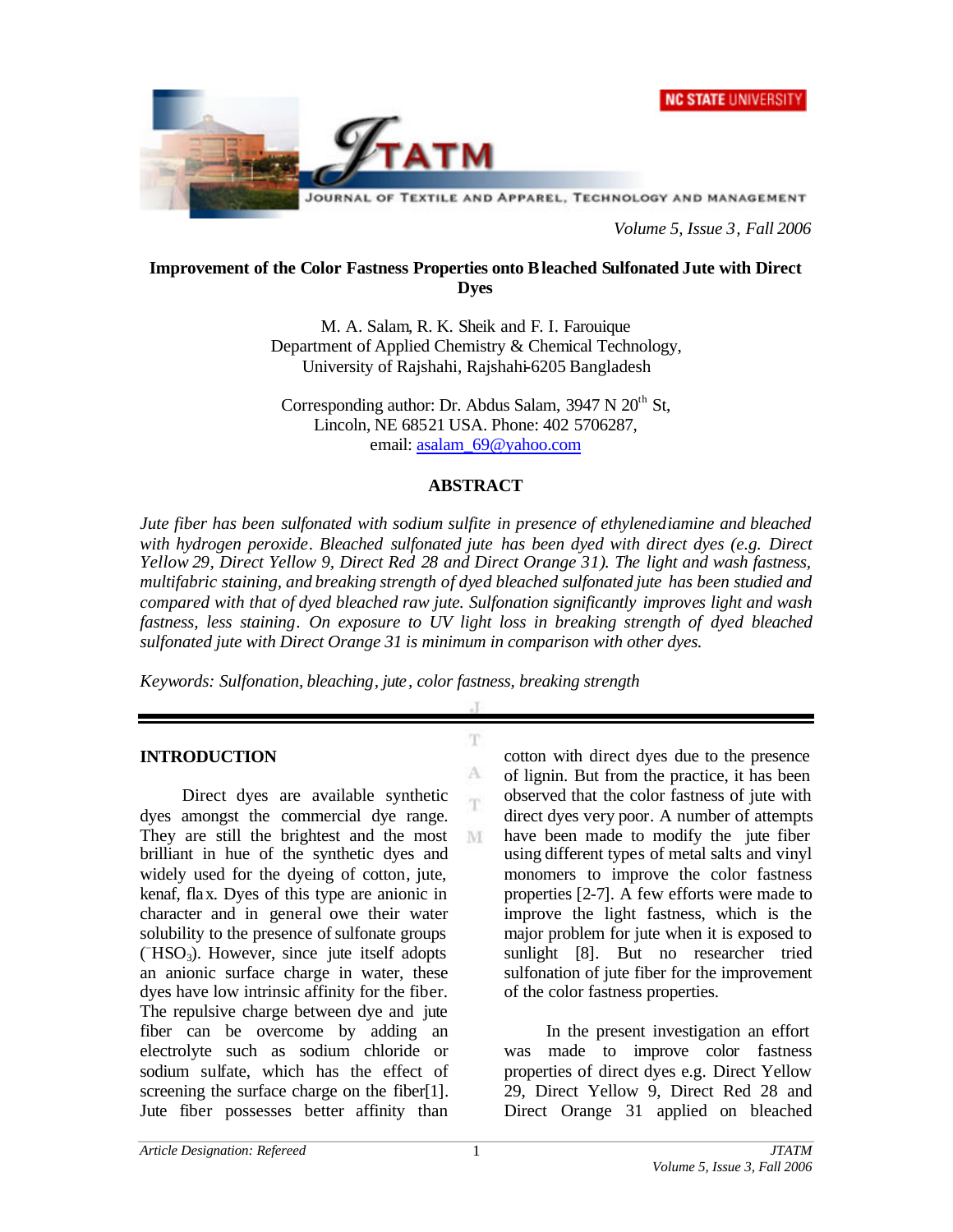# Improvement of the Color Fastness Properties onto Bleached Sulfonated Jute with Direct Dyes

M. A. Salam, R. K. Sheik and F. I. Farouique
Department of Applied Chemistry & Chemical Technology,
University of Rajshahi, Rajshahi-6205 Bangladesh

Corresponding author: Dr. Abdus Salam, 3947 N 20th St,
Lincoln, NE 68521 USA. Phone: 402 5706287,
email: asalam_69@yahoo.com

## ABSTRACT

*Jute fiber has been sulfonated with sodium sulfite in presence of ethylenediamine and bleached with hydrogen peroxide. Bleached sulfonated jute has been dyed with direct dyes (e.g. Direct Yellow 29, Direct Yellow 9, Direct Red 28 and Direct Orange 31). The light and wash fastness, multifabric staining, and breaking strength of dyed bleached sulfonated jute has been studied and compared with that of dyed bleached raw jute. Sulfonation significantly improves light and wash fastness, less staining. On exposure to UV light loss in breaking strength of dyed bleached sulfonated jute with Direct Orange 31 is minimum in comparison with other dyes.*

*Keywords: Sulfonation, bleaching, jute, color fastness, breaking strength*

## INTRODUCTION

Direct dyes are available synthetic dyes amongst the commercial dye range. They are still the brightest and the most brilliant in hue of the synthetic dyes and widely used for the dyeing of cotton, jute, kenaf, flax. Dyes of this type are anionic in character and in general owe their water solubility to the presence of sulfonate groups ($^{-}HSO_3$). However, since jute itself adopts an anionic surface charge in water, these dyes have low intrinsic affinity for the fiber. The repulsive charge between dye and jute fiber can be overcome by adding an electrolyte such as sodium chloride or sodium sulfate, which has the effect of screening the surface charge on the fiber[1]. Jute fiber possesses better affinity than cotton with direct dyes due to the presence of lignin. But from the practice, it has been observed that the color fastness of jute with direct dyes very poor. A number of attempts have been made to modify the jute fiber using different types of metal salts and vinyl monomers to improve the color fastness properties [2-7]. A few efforts were made to improve the light fastness, which is the major problem for jute when it is exposed to sunlight [8]. But no researcher tried sulfonation of jute fiber for the improvement of the color fastness properties.

In the present investigation an effort was made to improve color fastness properties of direct dyes e.g. Direct Yellow 29, Direct Yellow 9, Direct Red 28 and Direct Orange 31 applied on bleached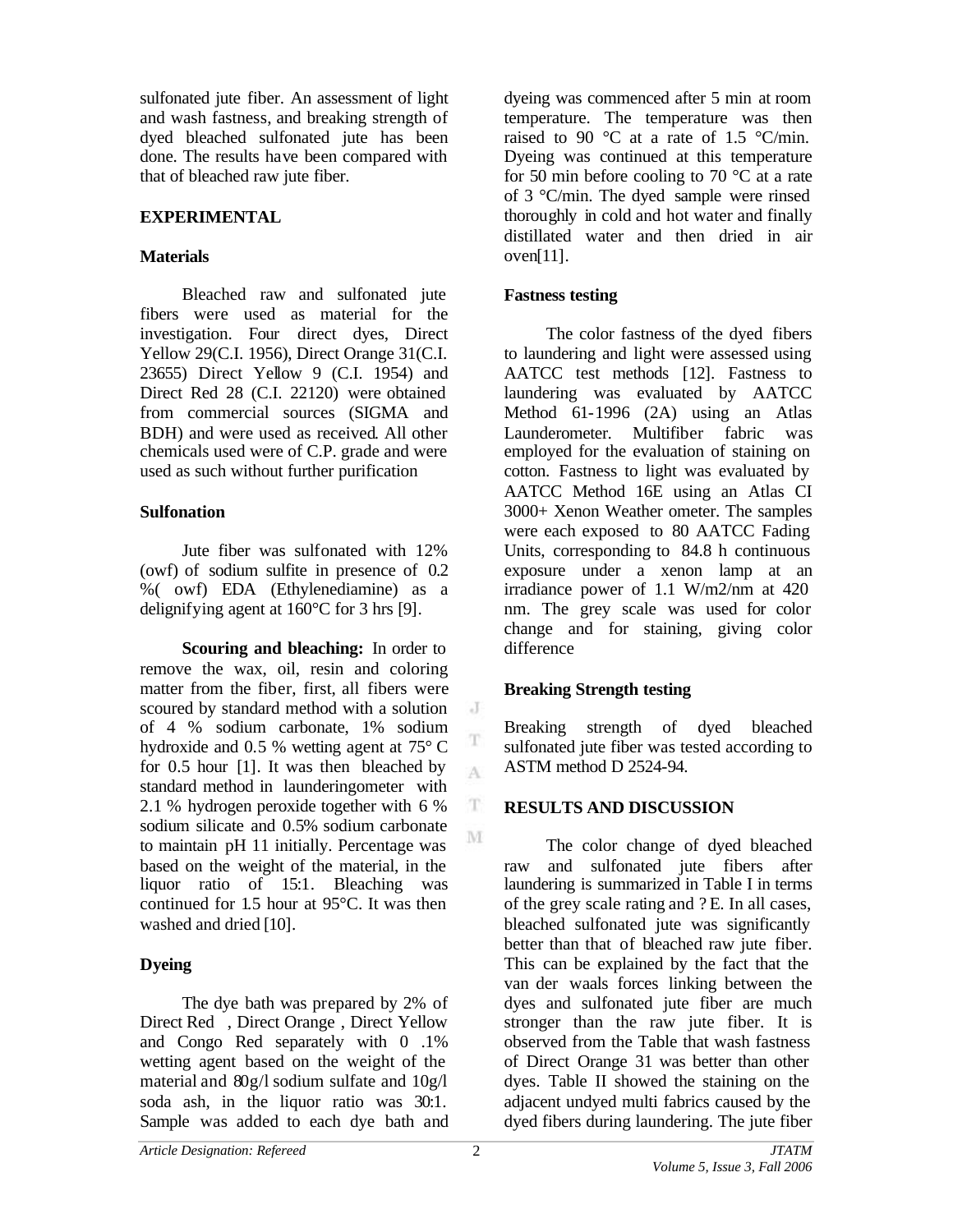sulfonated jute fiber. An assessment of light and wash fastness, and breaking strength of dyed bleached sulfonated jute has been done. The results have been compared with that of bleached raw jute fiber.

## EXPERIMENTAL

### Materials

Bleached raw and sulfonated jute fibers were used as material for the investigation. Four direct dyes, Direct Yellow 29(C.I. 1956), Direct Orange 31(C.I. 23655) Direct Yellow 9 (C.I. 1954) and Direct Red 28 (C.I. 22120) were obtained from commercial sources (SIGMA and BDH) and were used as received. All other chemicals used were of C.P. grade and were used as such without further purification

### Sulfonation

Jute fiber was sulfonated with 12% (owf) of sodium sulfite in presence of 0.2 %( owf) EDA (Ethylenediamine) as a delignifying agent at 160°C for 3 hrs [9].

**Scouring and bleaching:** In order to remove the wax, oil, resin and coloring matter from the fiber, first, all fibers were scoured by standard method with a solution of 4 % sodium carbonate, 1% sodium hydroxide and 0.5 % wetting agent at 75° C for 0.5 hour [1]. It was then bleached by standard method in launderingometer with 2.1 % hydrogen peroxide together with 6 % sodium silicate and 0.5% sodium carbonate to maintain pH 11 initially. Percentage was based on the weight of the material, in the liquor ratio of 15:1. Bleaching was continued for 1.5 hour at 95°C. It was then washed and dried [10].

### Dyeing

The dye bath was prepared by 2% of Direct Red , Direct Orange , Direct Yellow and Congo Red separately with 0 .1% wetting agent based on the weight of the material and 80g/l sodium sulfate and 10g/l soda ash, in the liquor ratio was 30:1. Sample was added to each dye bath and dyeing was commenced after 5 min at room temperature. The temperature was then raised to 90 °C at a rate of 1.5 °C/min. Dyeing was continued at this temperature for 50 min before cooling to 70 °C at a rate of 3 °C/min. The dyed sample were rinsed thoroughly in cold and hot water and finally distillated water and then dried in air oven[11].

### Fastness testing

The color fastness of the dyed fibers to laundering and light were assessed using AATCC test methods [12]. Fastness to laundering was evaluated by AATCC Method 61-1996 (2A) using an Atlas Launderometer. Multifiber fabric was employed for the evaluation of staining on cotton. Fastness to light was evaluated by AATCC Method 16E using an Atlas CI 3000+ Xenon Weather ometer. The samples were each exposed to 80 AATCC Fading Units, corresponding to 84.8 h continuous exposure under a xenon lamp at an irradiance power of 1.1 W/m2/nm at 420 nm. The grey scale was used for color change and for staining, giving color difference

### Breaking Strength testing

Breaking strength of dyed bleached sulfonated jute fiber was tested according to ASTM method D 2524-94.

## RESULTS AND DISCUSSION

The color change of dyed bleached raw and sulfonated jute fibers after laundering is summarized in Table I in terms of the grey scale rating and ?E. In all cases, bleached sulfonated jute was significantly better than that of bleached raw jute fiber. This can be explained by the fact that the van der waals forces linking between the dyes and sulfonated jute fiber are much stronger than the raw jute fiber. It is observed from the Table that wash fastness of Direct Orange 31 was better than other dyes. Table II showed the staining on the adjacent undyed multi fabrics caused by the dyed fibers during laundering. The jute fiber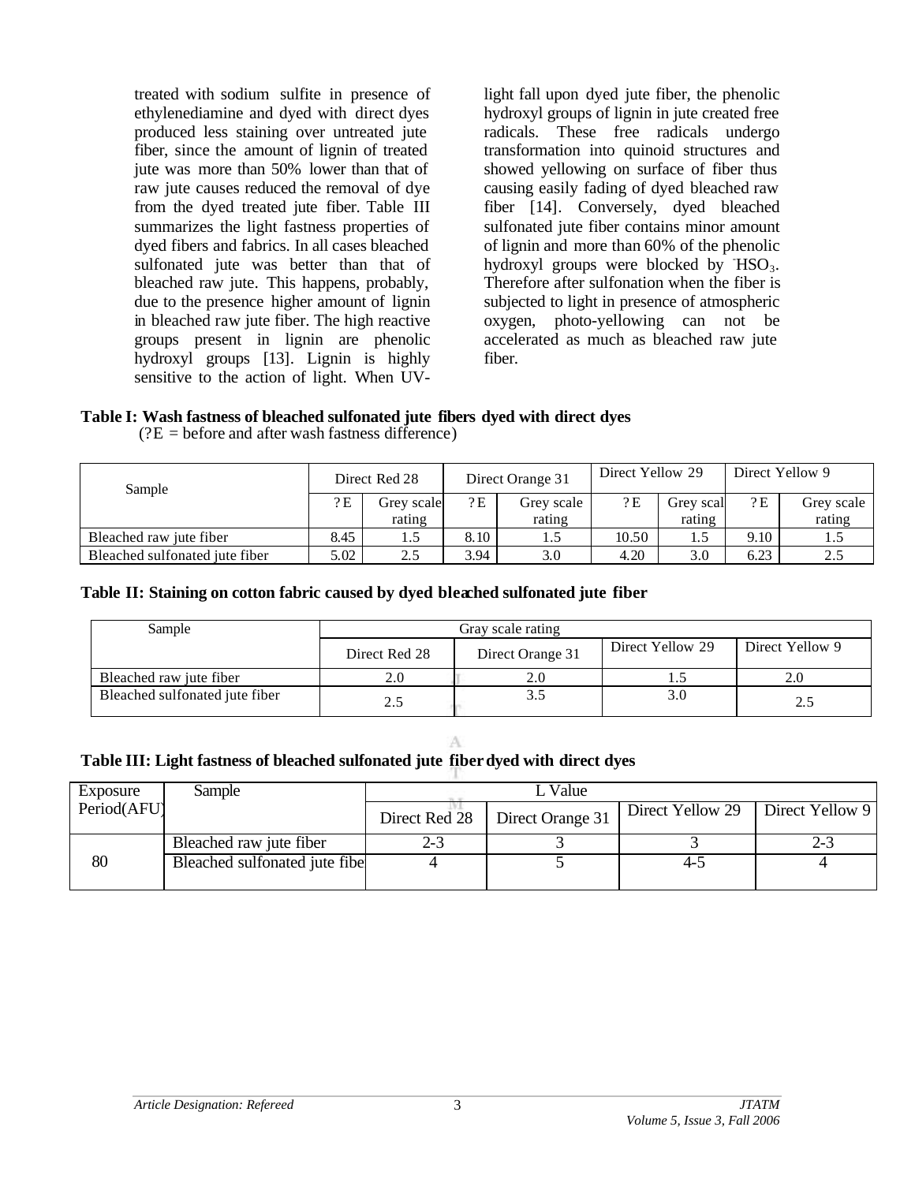treated with sodium sulfite in presence of ethylenediamine and dyed with direct dyes produced less staining over untreated jute fiber, since the amount of lignin of treated jute was more than 50% lower than that of raw jute causes reduced the removal of dye from the dyed treated jute fiber. Table III summarizes the light fastness properties of dyed fibers and fabrics. In all cases bleached sulfonated jute was better than that of bleached raw jute. This happens, probably, due to the presence higher amount of lignin in bleached raw jute fiber. The high reactive groups present in lignin are phenolic hydroxyl groups [13]. Lignin is highly sensitive to the action of light. When UV-light fall upon dyed jute fiber, the phenolic hydroxyl groups of lignin in jute created free radicals. These free radicals undergo transformation into quinoid structures and showed yellowing on surface of fiber thus causing easily fading of dyed bleached raw fiber [14]. Conversely, dyed bleached sulfonated jute fiber contains minor amount of lignin and more than 60% of the phenolic hydroxyl groups were blocked by $^{-}HSO_3$. Therefore after sulfonation when the fiber is subjected to light in presence of atmospheric oxygen, photo-yellowing can not be accelerated as much as bleached raw jute fiber.

**Table I: Wash fastness of bleached sulfonated jute fibers dyed with direct dyes**
(?E = before and after wash fastness difference)

| Sample | Direct Red 28 | | Direct Orange 31 | | Direct Yellow 29 | | Direct Yellow 9 | |
|---|---|---|---|---|---|---|---|---|
| | ?E | Grey scale rating | ?E | Grey scale rating | ?E | Grey scal rating | ?E | Grey scale rating |
| Bleached raw jute fiber | 8.45 | 1.5 | 8.10 | 1.5 | 10.50 | 1.5 | 9.10 | 1.5 |
| Bleached sulfonated jute fiber | 5.02 | 2.5 | 3.94 | 3.0 | 4.20 | 3.0 | 6.23 | 2.5 |

**Table II: Staining on cotton fabric caused by dyed bleached sulfonated jute fiber**

| Sample | Gray scale rating | | | |
|---|---|---|---|---|
| | Direct Red 28 | Direct Orange 31 | Direct Yellow 29 | Direct Yellow 9 |
| Bleached raw jute fiber | 2.0 | 2.0 | 1.5 | 2.0 |
| Bleached sulfonated jute fiber | 2.5 | 3.5 | 3.0 | 2.5 |

**Table III: Light fastness of bleached sulfonated jute fiber dyed with direct dyes**

| Exposure Period(AFU) | Sample | L Value | | | |
|---|---|---|---|---|---|
| | | Direct Red 28 | Direct Orange 31 | Direct Yellow 29 | Direct Yellow 9 |
| 80 | Bleached raw jute fiber | 2-3 | 3 | 3 | 2-3 |
| | Bleached sulfonated jute fibe | 4 | 5 | 4-5 | 4 |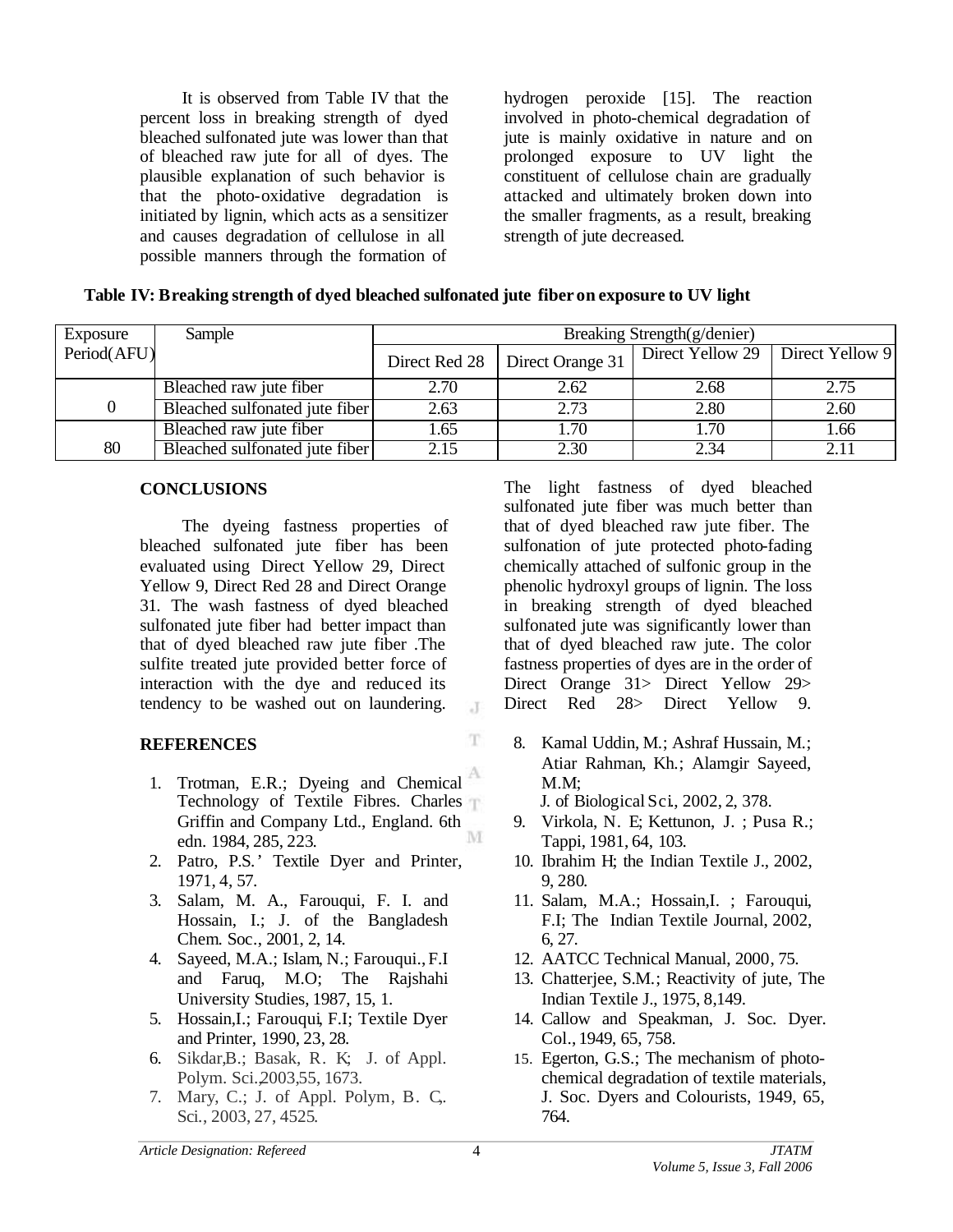It is observed from Table IV that the percent loss in breaking strength of dyed bleached sulfonated jute was lower than that of bleached raw jute for all of dyes. The plausible explanation of such behavior is that the photo-oxidative degradation is initiated by lignin, which acts as a sensitizer and causes degradation of cellulose in all possible manners through the formation of hydrogen peroxide [15]. The reaction involved in photo-chemical degradation of jute is mainly oxidative in nature and on prolonged exposure to UV light the constituent of cellulose chain are gradually attacked and ultimately broken down into the smaller fragments, as a result, breaking strength of jute decreased.

**Table IV: Breaking strength of dyed bleached sulfonated jute fiber on exposure to UV light**

| Exposure Period(AFU) | Sample | Breaking Strength(g/denier) | | | |
|---|---|---|---|---|---|
| | | Direct Red 28 | Direct Orange 31 | Direct Yellow 29 | Direct Yellow 9 |
| 0 | Bleached raw jute fiber | 2.70 | 2.62 | 2.68 | 2.75 |
| | Bleached sulfonated jute fiber | 2.63 | 2.73 | 2.80 | 2.60 |
| 80 | Bleached raw jute fiber | 1.65 | 1.70 | 1.70 | 1.66 |
| | Bleached sulfonated jute fiber | 2.15 | 2.30 | 2.34 | 2.11 |

## CONCLUSIONS

The dyeing fastness properties of bleached sulfonated jute fiber has been evaluated using Direct Yellow 29, Direct Yellow 9, Direct Red 28 and Direct Orange 31. The wash fastness of dyed bleached sulfonated jute fiber had better impact than that of dyed bleached raw jute fiber .The sulfite treated jute provided better force of interaction with the dye and reduced its tendency to be washed out on laundering. The light fastness of dyed bleached sulfonated jute fiber was much better than that of dyed bleached raw jute fiber. The sulfonation of jute protected photo-fading chemically attached of sulfonic group in the phenolic hydroxyl groups of lignin. The loss in breaking strength of dyed bleached sulfonated jute was significantly lower than that of dyed bleached raw jute. The color fastness properties of dyes are in the order of Direct Orange 31> Direct Yellow 29> Direct Red 28> Direct Yellow 9.

## REFERENCES

1. Trotman, E.R.; Dyeing and Chemical Technology of Textile Fibres. Charles Griffin and Company Ltd., England. 6th edn. 1984, 285, 223.
2. Patro, P.S.' Textile Dyer and Printer, 1971, 4, 57.
3. Salam, M. A., Farouqui, F. I. and Hossain, I.; J. of the Bangladesh Chem. Soc., 2001, 2, 14.
4. Sayeed, M.A.; Islam, N.; Farouqui., F.I and Faruq, M.O; The Rajshahi University Studies, 1987, 15, 1.
5. Hossain,I.; Farouqui, F.I; Textile Dyer and Printer, 1990, 23, 28.
6. Sikdar,B.; Basak, R. K; J. of Appl. Polym. Sci.,2003,55, 1673.
7. Mary, C.; J. of Appl. Polym, B. C,. Sci., 2003, 27, 4525.
8. Kamal Uddin, M.; Ashraf Hussain, M.; Atiar Rahman, Kh.; Alamgir Sayeed, M.M; J. of Biological Sci., 2002, 2, 378.
9. Virkola, N. E; Kettunon, J. ; Pusa R.; Tappi, 1981, 64, 103.
10. Ibrahim H; the Indian Textile J., 2002, 9, 280.
11. Salam, M.A.; Hossain,I. ; Farouqui, F.I; The Indian Textile Journal, 2002, 6, 27.
12. AATCC Technical Manual, 2000, 75.
13. Chatterjee, S.M.; Reactivity of jute, The Indian Textile J., 1975, 8,149.
14. Callow and Speakman, J. Soc. Dyer. Col., 1949, 65, 758.
15. Egerton, G.S.; The mechanism of photo-chemical degradation of textile materials, J. Soc. Dyers and Colourists, 1949, 65, 764.